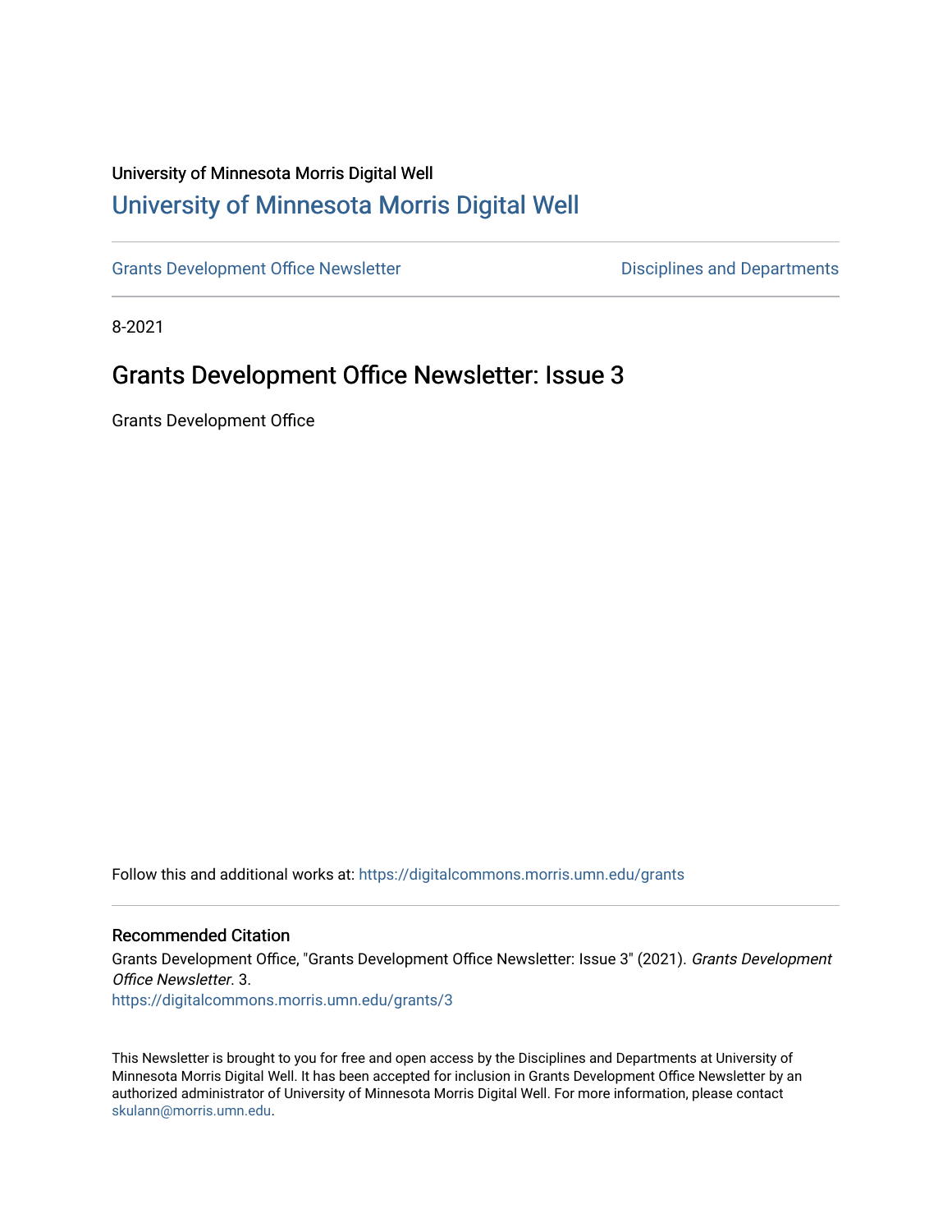University of Minnesota Morris Digital Well

# University of Minnesota Morris Digital Well

Grants Development Office Newsletter | Disciplines and Departments

8-2021

## Grants Development Office Newsletter: Issue 3

Grants Development Office

Follow this and additional works at: https://digitalcommons.morris.umn.edu/grants

### Recommended Citation

Grants Development Office, "Grants Development Office Newsletter: Issue 3" (2021). *Grants Development Office Newsletter*. 3.
https://digitalcommons.morris.umn.edu/grants/3

This Newsletter is brought to you for free and open access by the Disciplines and Departments at University of Minnesota Morris Digital Well. It has been accepted for inclusion in Grants Development Office Newsletter by an authorized administrator of University of Minnesota Morris Digital Well. For more information, please contact skulann@morris.umn.edu.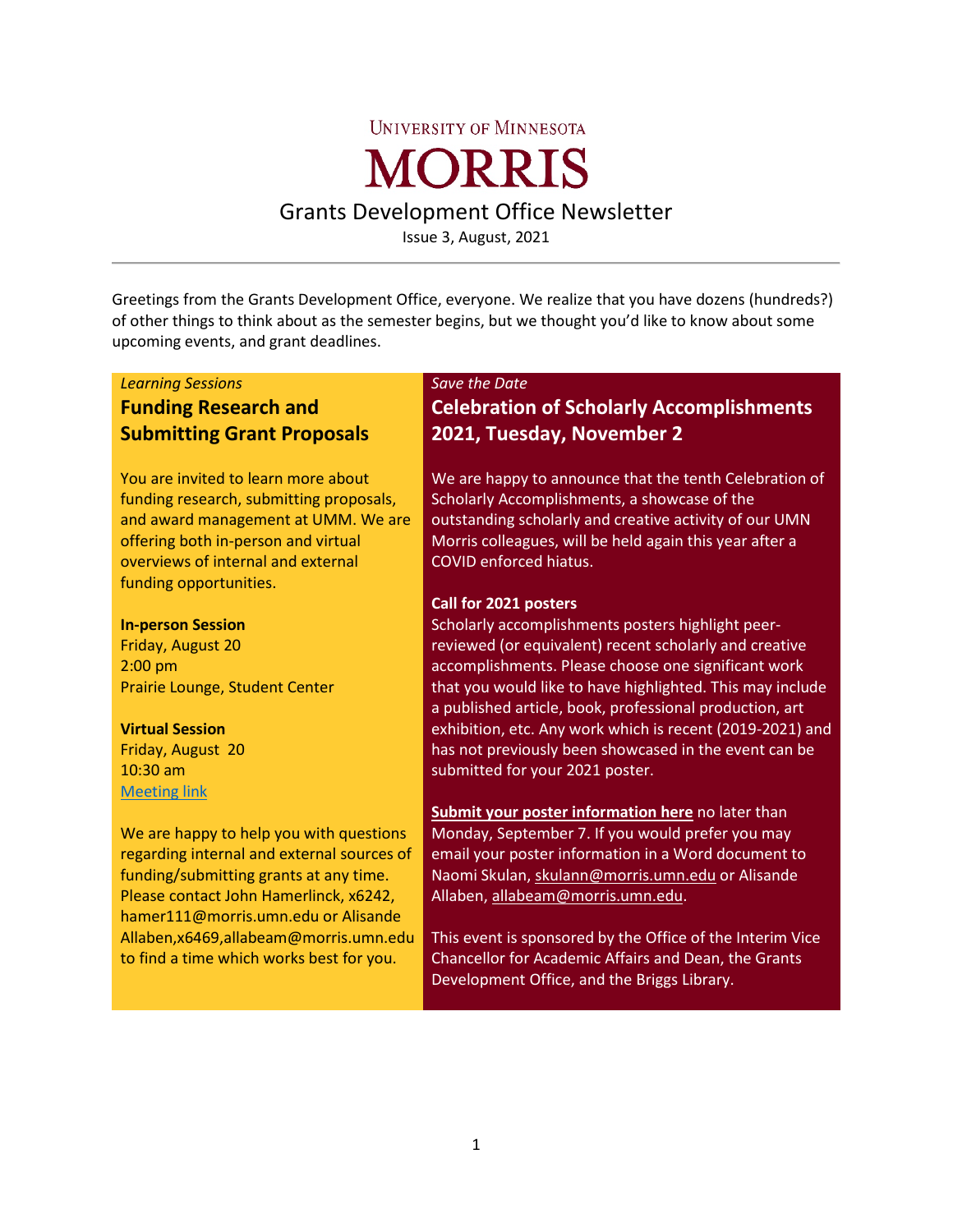University of Minnesota

# MORRIS

## Grants Development Office Newsletter

Issue 3, August, 2021

---

Greetings from the Grants Development Office, everyone. We realize that you have dozens (hundreds?) of other things to think about as the semester begins, but we thought you'd like to know about some upcoming events, and grant deadlines.

*Learning Sessions*

### Funding Research and Submitting Grant Proposals

You are invited to learn more about funding research, submitting proposals, and award management at UMM. We are offering both in-person and virtual overviews of internal and external funding opportunities.

**In-person Session**
Friday, August 20
2:00 pm
Prairie Lounge, Student Center

**Virtual Session**
Friday, August 20
10:30 am
Meeting link

We are happy to help you with questions regarding internal and external sources of funding/submitting grants at any time. Please contact John Hamerlinck, x6242, hamer111@morris.umn.edu or Alisande Allaben,x6469,allabeam@morris.umn.edu to find a time which works best for you.

*Save the Date*

### Celebration of Scholarly Accomplishments 2021, Tuesday, November 2

We are happy to announce that the tenth Celebration of Scholarly Accomplishments, a showcase of the outstanding scholarly and creative activity of our UMN Morris colleagues, will be held again this year after a COVID enforced hiatus.

**Call for 2021 posters**

Scholarly accomplishments posters highlight peer-reviewed (or equivalent) recent scholarly and creative accomplishments. Please choose one significant work that you would like to have highlighted. This may include a published article, book, professional production, art exhibition, etc. Any work which is recent (2019-2021) and has not previously been showcased in the event can be submitted for your 2021 poster.

**Submit your poster information here** no later than Monday, September 7. If you would prefer you may email your poster information in a Word document to Naomi Skulan, skulann@morris.umn.edu or Alisande Allaben, allabeam@morris.umn.edu.

This event is sponsored by the Office of the Interim Vice Chancellor for Academic Affairs and Dean, the Grants Development Office, and the Briggs Library.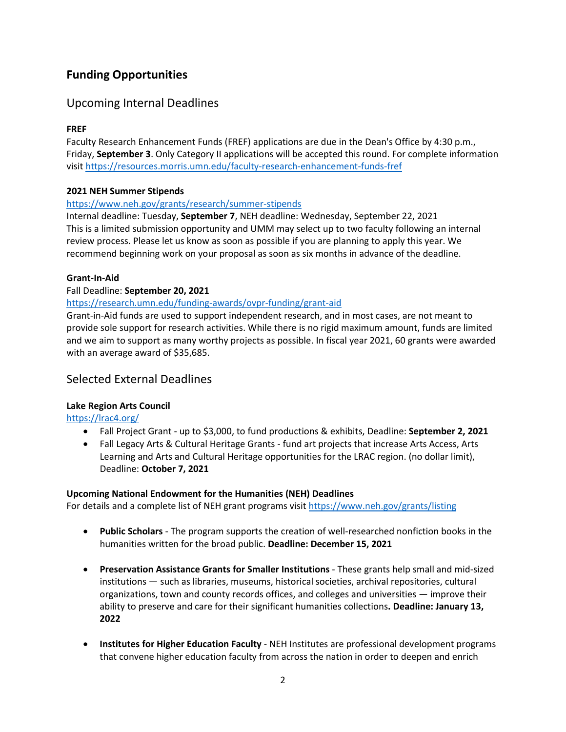## Funding Opportunities

### Upcoming Internal Deadlines

**FREF**
Faculty Research Enhancement Funds (FREF) applications are due in the Dean's Office by 4:30 p.m., Friday, **September 3**. Only Category II applications will be accepted this round. For complete information visit https://resources.morris.umn.edu/faculty-research-enhancement-funds-fref

**2021 NEH Summer Stipends**
https://www.neh.gov/grants/research/summer-stipends
Internal deadline: Tuesday, **September 7**, NEH deadline: Wednesday, September 22, 2021
This is a limited submission opportunity and UMM may select up to two faculty following an internal review process. Please let us know as soon as possible if you are planning to apply this year. We recommend beginning work on your proposal as soon as six months in advance of the deadline.

**Grant-In-Aid**
Fall Deadline: **September 20, 2021**
https://research.umn.edu/funding-awards/ovpr-funding/grant-aid
Grant-in-Aid funds are used to support independent research, and in most cases, are not meant to provide sole support for research activities. While there is no rigid maximum amount, funds are limited and we aim to support as many worthy projects as possible. In fiscal year 2021, 60 grants were awarded with an average award of $35,685.

### Selected External Deadlines

**Lake Region Arts Council**
https://lrac4.org/

- Fall Project Grant - up to $3,000, to fund productions & exhibits, Deadline: **September 2, 2021**
- Fall Legacy Arts & Cultural Heritage Grants - fund art projects that increase Arts Access, Arts Learning and Arts and Cultural Heritage opportunities for the LRAC region. (no dollar limit), Deadline: **October 7, 2021**

**Upcoming National Endowment for the Humanities (NEH) Deadlines**
For details and a complete list of NEH grant programs visit https://www.neh.gov/grants/listing

- **Public Scholars** - The program supports the creation of well-researched nonfiction books in the humanities written for the broad public. **Deadline: December 15, 2021**

- **Preservation Assistance Grants for Smaller Institutions** - These grants help small and mid-sized institutions — such as libraries, museums, historical societies, archival repositories, cultural organizations, town and county records offices, and colleges and universities — improve their ability to preserve and care for their significant humanities collections**. Deadline: January 13, 2022**

- **Institutes for Higher Education Faculty** - NEH Institutes are professional development programs that convene higher education faculty from across the nation in order to deepen and enrich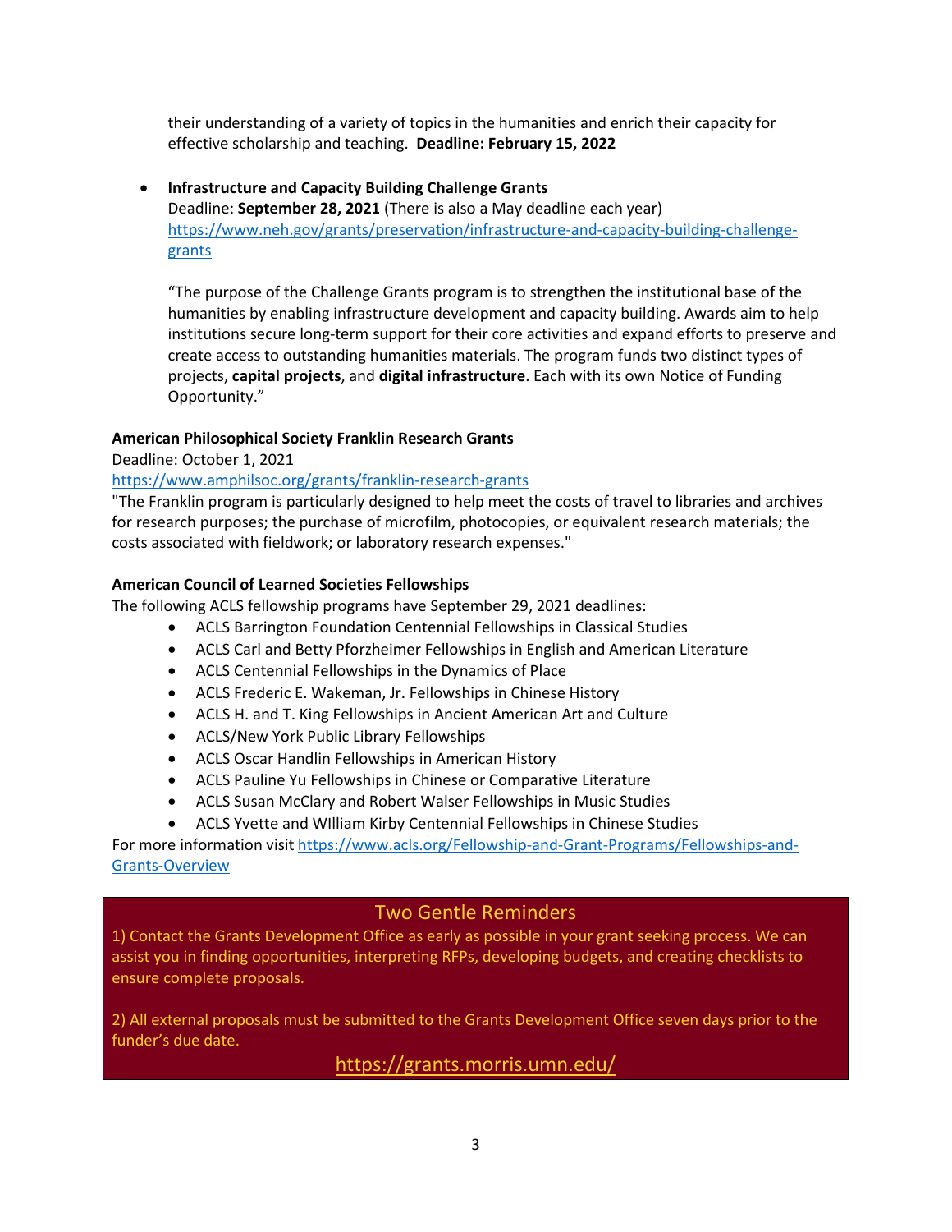their understanding of a variety of topics in the humanities and enrich their capacity for effective scholarship and teaching. **Deadline: February 15, 2022**

- **Infrastructure and Capacity Building Challenge Grants**
  Deadline: **September 28, 2021** (There is also a May deadline each year)
  https://www.neh.gov/grants/preservation/infrastructure-and-capacity-building-challenge-grants

  "The purpose of the Challenge Grants program is to strengthen the institutional base of the humanities by enabling infrastructure development and capacity building. Awards aim to help institutions secure long-term support for their core activities and expand efforts to preserve and create access to outstanding humanities materials. The program funds two distinct types of projects, **capital projects**, and **digital infrastructure**. Each with its own Notice of Funding Opportunity."

**American Philosophical Society Franklin Research Grants**
Deadline: October 1, 2021
https://www.amphilsoc.org/grants/franklin-research-grants
"The Franklin program is particularly designed to help meet the costs of travel to libraries and archives for research purposes; the purchase of microfilm, photocopies, or equivalent research materials; the costs associated with fieldwork; or laboratory research expenses."

**American Council of Learned Societies Fellowships**
The following ACLS fellowship programs have September 29, 2021 deadlines:

- ACLS Barrington Foundation Centennial Fellowships in Classical Studies
- ACLS Carl and Betty Pforzheimer Fellowships in English and American Literature
- ACLS Centennial Fellowships in the Dynamics of Place
- ACLS Frederic E. Wakeman, Jr. Fellowships in Chinese History
- ACLS H. and T. King Fellowships in Ancient American Art and Culture
- ACLS/New York Public Library Fellowships
- ACLS Oscar Handlin Fellowships in American History
- ACLS Pauline Yu Fellowships in Chinese or Comparative Literature
- ACLS Susan McClary and Robert Walser Fellowships in Music Studies
- ACLS Yvette and WIlliam Kirby Centennial Fellowships in Chinese Studies

For more information visit https://www.acls.org/Fellowship-and-Grant-Programs/Fellowships-and-Grants-Overview

## Two Gentle Reminders

1) Contact the Grants Development Office as early as possible in your grant seeking process. We can assist you in finding opportunities, interpreting RFPs, developing budgets, and creating checklists to ensure complete proposals.

2) All external proposals must be submitted to the Grants Development Office seven days prior to the funder's due date.

https://grants.morris.umn.edu/